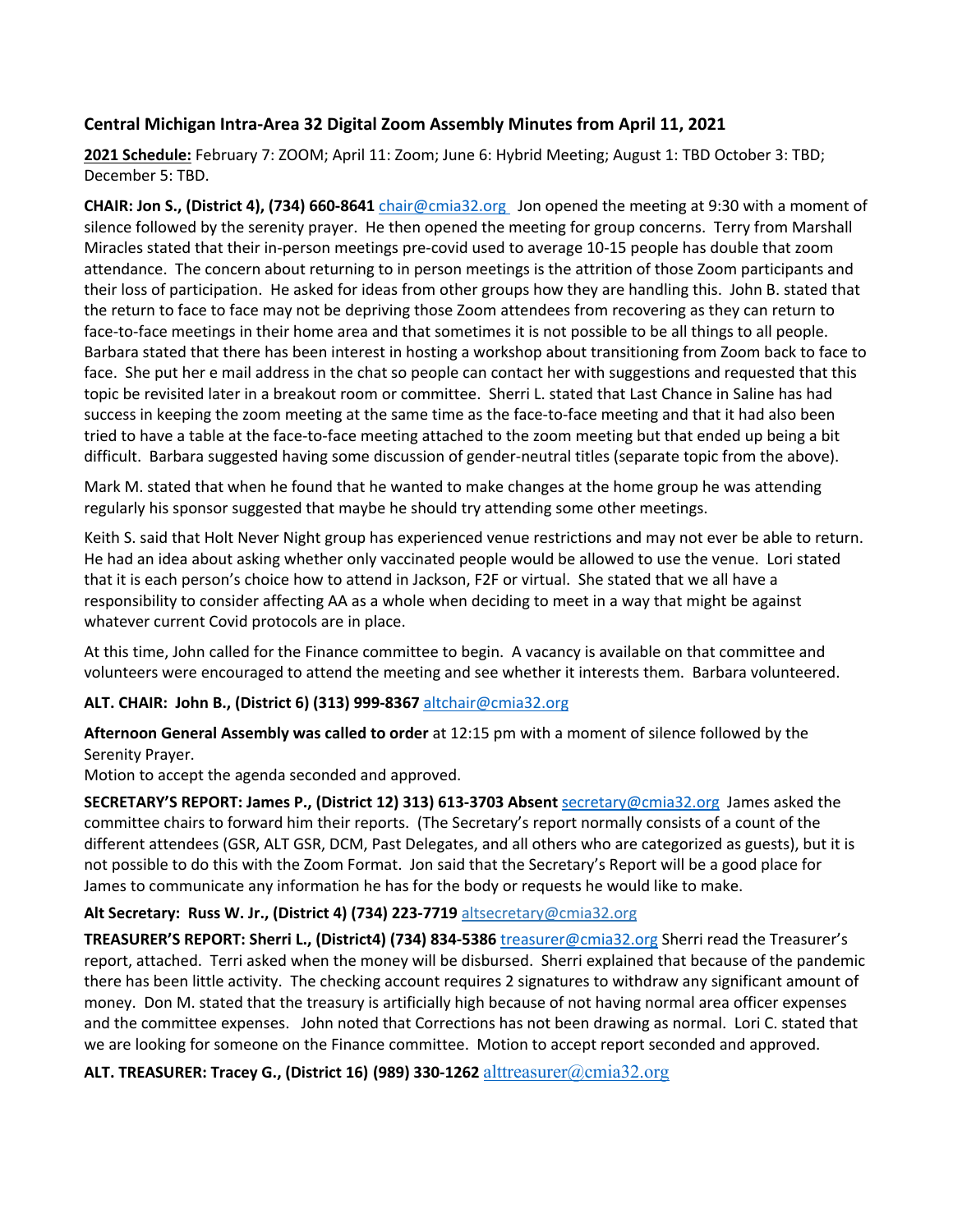### Central Michigan Intra-Area 32 Digital Zoom Assembly Minutes from April 11, 2021

**2021 Schedule:** February 7: ZOOM; April 11: Zoom; June 6: Hybrid Meeting; August 1: TBD October 3: TBD; December 5: TBD.

**CHAIR: Jon S., (District 4), (734) 660-8641** chair@cmia32.org Jon opened the meeting at 9:30 with a moment of silence followed by the serenity prayer. He then opened the meeting for group concerns. Terry from Marshall Miracles stated that their in-person meetings pre-covid used to average 10-15 people has double that zoom attendance. The concern about returning to in person meetings is the attrition of those Zoom participants and their loss of participation. He asked for ideas from other groups how they are handling this. John B. stated that the return to face to face may not be depriving those Zoom attendees from recovering as they can return to face-to-face meetings in their home area and that sometimes it is not possible to be all things to all people. Barbara stated that there has been interest in hosting a workshop about transitioning from Zoom back to face to face. She put her e mail address in the chat so people can contact her with suggestions and requested that this topic be revisited later in a breakout room or committee. Sherri L. stated that Last Chance in Saline has had success in keeping the zoom meeting at the same time as the face-to-face meeting and that it had also been tried to have a table at the face-to-face meeting attached to the zoom meeting but that ended up being a bit difficult. Barbara suggested having some discussion of gender-neutral titles (separate topic from the above).

Mark M. stated that when he found that he wanted to make changes at the home group he was attending regularly his sponsor suggested that maybe he should try attending some other meetings.

Keith S. said that Holt Never Night group has experienced venue restrictions and may not ever be able to return. He had an idea about asking whether only vaccinated people would be allowed to use the venue. Lori stated that it is each person's choice how to attend in Jackson, F2F or virtual. She stated that we all have a responsibility to consider affecting AA as a whole when deciding to meet in a way that might be against whatever current Covid protocols are in place.

At this time, John called for the Finance committee to begin. A vacancy is available on that committee and volunteers were encouraged to attend the meeting and see whether it interests them. Barbara volunteered.

**ALT. CHAIR: John B., (District 6) (313) 999-8367** altchair@cmia32.org

**Afternoon General Assembly was called to order** at 12:15 pm with a moment of silence followed by the Serenity Prayer.
Motion to accept the agenda seconded and approved.

**SECRETARY'S REPORT: James P., (District 12) 313) 613-3703 Absent** secretary@cmia32.org James asked the committee chairs to forward him their reports. (The Secretary's report normally consists of a count of the different attendees (GSR, ALT GSR, DCM, Past Delegates, and all others who are categorized as guests), but it is not possible to do this with the Zoom Format. Jon said that the Secretary's Report will be a good place for James to communicate any information he has for the body or requests he would like to make.

**Alt Secretary: Russ W. Jr., (District 4) (734) 223-7719** altsecretary@cmia32.org

**TREASURER'S REPORT: Sherri L., (District4) (734) 834-5386** treasurer@cmia32.org Sherri read the Treasurer's report, attached. Terri asked when the money will be disbursed. Sherri explained that because of the pandemic there has been little activity. The checking account requires 2 signatures to withdraw any significant amount of money. Don M. stated that the treasury is artificially high because of not having normal area officer expenses and the committee expenses. John noted that Corrections has not been drawing as normal. Lori C. stated that we are looking for someone on the Finance committee. Motion to accept report seconded and approved.

**ALT. TREASURER: Tracey G., (District 16) (989) 330-1262** alttreasurer@cmia32.org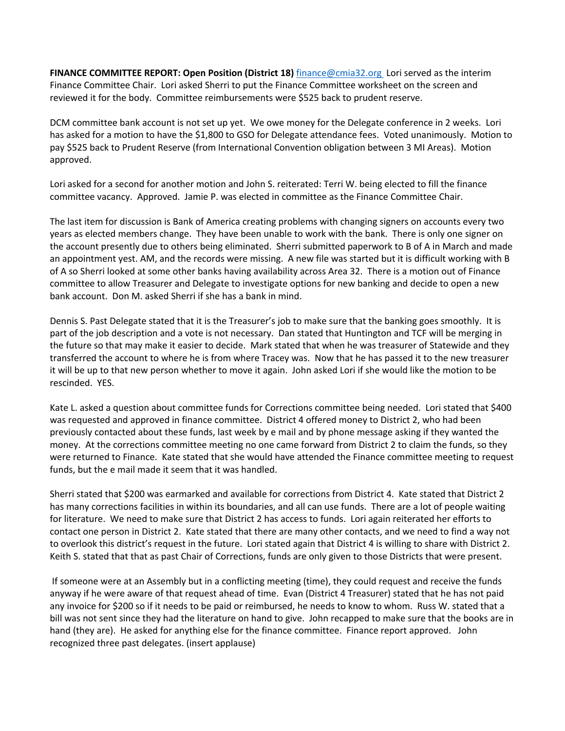**FINANCE COMMITTEE REPORT: Open Position (District 18)** finance@cmia32.org Lori served as the interim Finance Committee Chair. Lori asked Sherri to put the Finance Committee worksheet on the screen and reviewed it for the body. Committee reimbursements were $525 back to prudent reserve.

DCM committee bank account is not set up yet. We owe money for the Delegate conference in 2 weeks. Lori has asked for a motion to have the $1,800 to GSO for Delegate attendance fees. Voted unanimously. Motion to pay $525 back to Prudent Reserve (from International Convention obligation between 3 MI Areas). Motion approved.

Lori asked for a second for another motion and John S. reiterated: Terri W. being elected to fill the finance committee vacancy. Approved. Jamie P. was elected in committee as the Finance Committee Chair.

The last item for discussion is Bank of America creating problems with changing signers on accounts every two years as elected members change. They have been unable to work with the bank. There is only one signer on the account presently due to others being eliminated. Sherri submitted paperwork to B of A in March and made an appointment yest. AM, and the records were missing. A new file was started but it is difficult working with B of A so Sherri looked at some other banks having availability across Area 32. There is a motion out of Finance committee to allow Treasurer and Delegate to investigate options for new banking and decide to open a new bank account. Don M. asked Sherri if she has a bank in mind.

Dennis S. Past Delegate stated that it is the Treasurer's job to make sure that the banking goes smoothly. It is part of the job description and a vote is not necessary. Dan stated that Huntington and TCF will be merging in the future so that may make it easier to decide. Mark stated that when he was treasurer of Statewide and they transferred the account to where he is from where Tracey was. Now that he has passed it to the new treasurer it will be up to that new person whether to move it again. John asked Lori if she would like the motion to be rescinded. YES.

Kate L. asked a question about committee funds for Corrections committee being needed. Lori stated that $400 was requested and approved in finance committee. District 4 offered money to District 2, who had been previously contacted about these funds, last week by e mail and by phone message asking if they wanted the money. At the corrections committee meeting no one came forward from District 2 to claim the funds, so they were returned to Finance. Kate stated that she would have attended the Finance committee meeting to request funds, but the e mail made it seem that it was handled.

Sherri stated that $200 was earmarked and available for corrections from District 4. Kate stated that District 2 has many corrections facilities in within its boundaries, and all can use funds. There are a lot of people waiting for literature. We need to make sure that District 2 has access to funds. Lori again reiterated her efforts to contact one person in District 2. Kate stated that there are many other contacts, and we need to find a way not to overlook this district's request in the future. Lori stated again that District 4 is willing to share with District 2. Keith S. stated that that as past Chair of Corrections, funds are only given to those Districts that were present.

If someone were at an Assembly but in a conflicting meeting (time), they could request and receive the funds anyway if he were aware of that request ahead of time. Evan (District 4 Treasurer) stated that he has not paid any invoice for $200 so if it needs to be paid or reimbursed, he needs to know to whom. Russ W. stated that a bill was not sent since they had the literature on hand to give. John recapped to make sure that the books are in hand (they are). He asked for anything else for the finance committee. Finance report approved. John recognized three past delegates. (insert applause)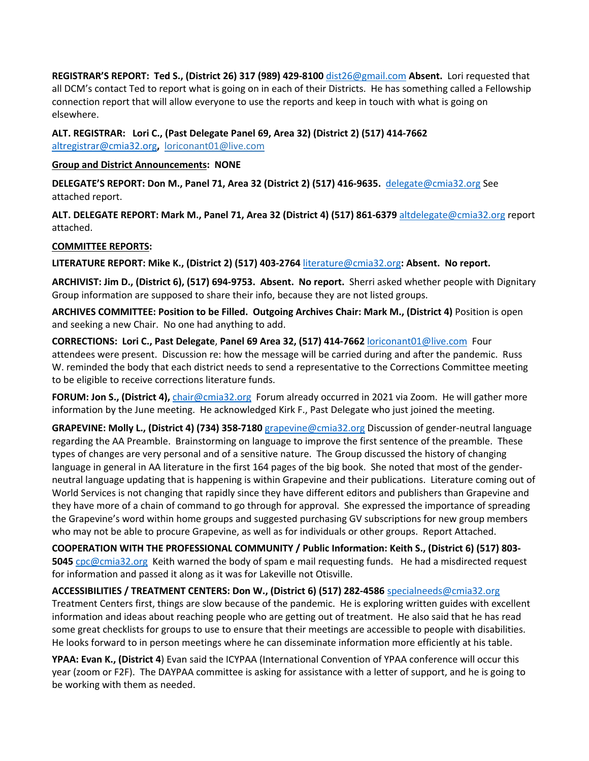**REGISTRAR'S REPORT: Ted S., (District 26) 317 (989) 429-8100** dist26@gmail.com **Absent.** Lori requested that all DCM's contact Ted to report what is going on in each of their Districts. He has something called a Fellowship connection report that will allow everyone to use the reports and keep in touch with what is going on elsewhere.

**ALT. REGISTRAR: Lori C., (Past Delegate Panel 69, Area 32) (District 2) (517) 414-7662** altregistrar@cmia32.org**,** loriconant01@live.com

**Group and District Announcements: NONE**

**DELEGATE'S REPORT: Don M., Panel 71, Area 32 (District 2) (517) 416-9635.** delegate@cmia32.org See attached report.

**ALT. DELEGATE REPORT: Mark M., Panel 71, Area 32 (District 4) (517) 861-6379** altdelegate@cmia32.org report attached.

**COMMITTEE REPORTS:**

**LITERATURE REPORT: Mike K., (District 2) (517) 403-2764** literature@cmia32.org**: Absent. No report.**

**ARCHIVIST: Jim D., (District 6), (517) 694-9753. Absent. No report.** Sherri asked whether people with Dignitary Group information are supposed to share their info, because they are not listed groups.

**ARCHIVES COMMITTEE: Position to be Filled. Outgoing Archives Chair: Mark M., (District 4)** Position is open and seeking a new Chair. No one had anything to add.

**CORRECTIONS: Lori C., Past Delegate, Panel 69 Area 32, (517) 414-7662** loriconant01@live.com Four attendees were present. Discussion re: how the message will be carried during and after the pandemic. Russ W. reminded the body that each district needs to send a representative to the Corrections Committee meeting to be eligible to receive corrections literature funds.

**FORUM: Jon S., (District 4),** chair@cmia32.org Forum already occurred in 2021 via Zoom. He will gather more information by the June meeting. He acknowledged Kirk F., Past Delegate who just joined the meeting.

**GRAPEVINE: Molly L., (District 4) (734) 358-7180** grapevine@cmia32.org Discussion of gender-neutral language regarding the AA Preamble. Brainstorming on language to improve the first sentence of the preamble. These types of changes are very personal and of a sensitive nature. The Group discussed the history of changing language in general in AA literature in the first 164 pages of the big book. She noted that most of the gender-neutral language updating that is happening is within Grapevine and their publications. Literature coming out of World Services is not changing that rapidly since they have different editors and publishers than Grapevine and they have more of a chain of command to go through for approval. She expressed the importance of spreading the Grapevine's word within home groups and suggested purchasing GV subscriptions for new group members who may not be able to procure Grapevine, as well as for individuals or other groups. Report Attached.

**COOPERATION WITH THE PROFESSIONAL COMMUNITY / Public Information: Keith S., (District 6) (517) 803-5045** cpc@cmia32.org Keith warned the body of spam e mail requesting funds. He had a misdirected request for information and passed it along as it was for Lakeville not Otisville.

**ACCESSIBILITIES / TREATMENT CENTERS: Don W., (District 6) (517) 282-4586** specialneeds@cmia32.org Treatment Centers first, things are slow because of the pandemic. He is exploring written guides with excellent information and ideas about reaching people who are getting out of treatment. He also said that he has read some great checklists for groups to use to ensure that their meetings are accessible to people with disabilities. He looks forward to in person meetings where he can disseminate information more efficiently at his table.

**YPAA: Evan K., (District 4**) Evan said the ICYPAA (International Convention of YPAA conference will occur this year (zoom or F2F). The DAYPAA committee is asking for assistance with a letter of support, and he is going to be working with them as needed.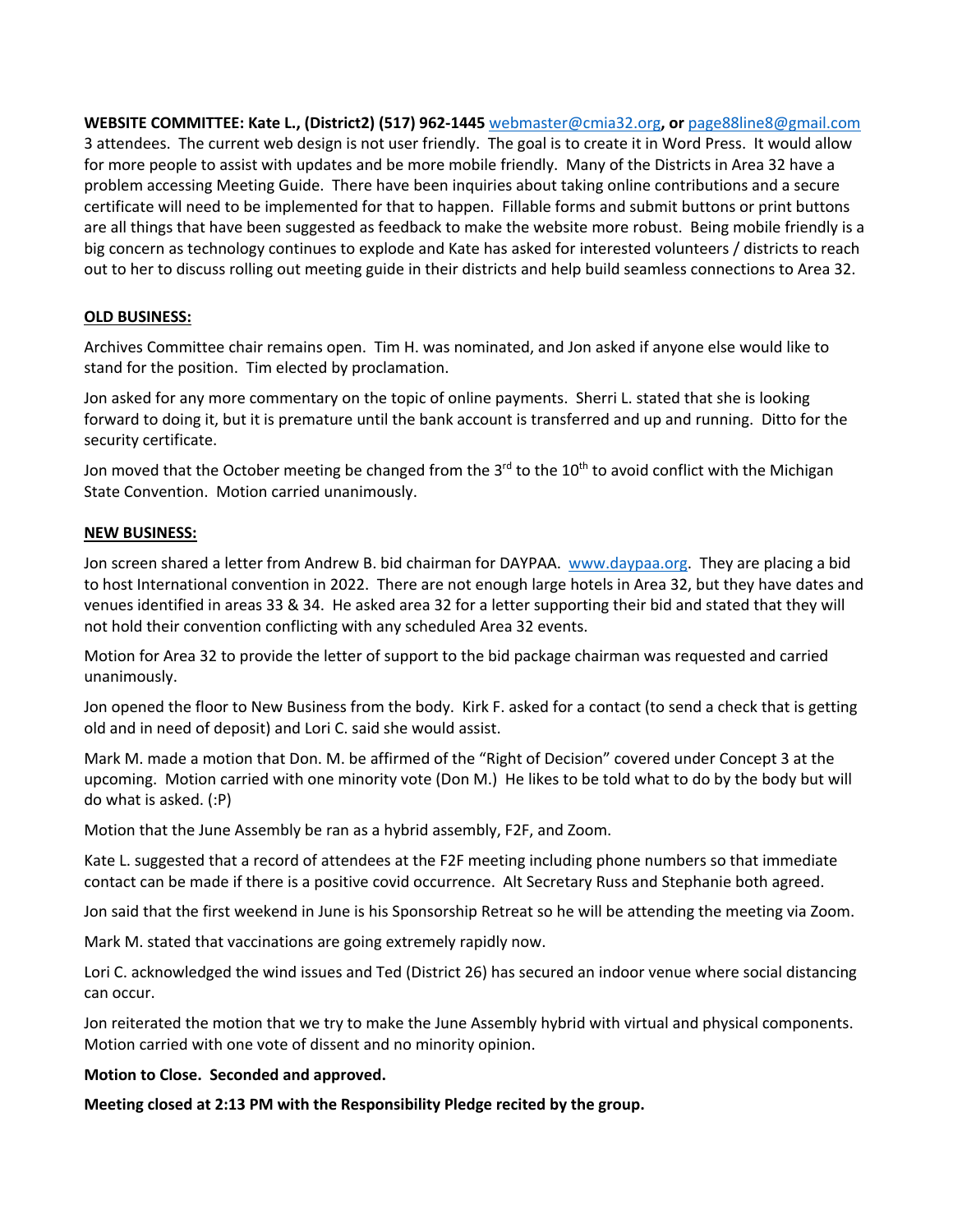**WEBSITE COMMITTEE: Kate L., (District2) (517) 962-1445** webmaster@cmia32.org**, or** page88line8@gmail.com
3 attendees. The current web design is not user friendly. The goal is to create it in Word Press. It would allow for more people to assist with updates and be more mobile friendly. Many of the Districts in Area 32 have a problem accessing Meeting Guide. There have been inquiries about taking online contributions and a secure certificate will need to be implemented for that to happen. Fillable forms and submit buttons or print buttons are all things that have been suggested as feedback to make the website more robust. Being mobile friendly is a big concern as technology continues to explode and Kate has asked for interested volunteers / districts to reach out to her to discuss rolling out meeting guide in their districts and help build seamless connections to Area 32.

**OLD BUSINESS:**

Archives Committee chair remains open. Tim H. was nominated, and Jon asked if anyone else would like to stand for the position. Tim elected by proclamation.

Jon asked for any more commentary on the topic of online payments. Sherri L. stated that she is looking forward to doing it, but it is premature until the bank account is transferred and up and running. Ditto for the security certificate.

Jon moved that the October meeting be changed from the 3rd to the 10th to avoid conflict with the Michigan State Convention. Motion carried unanimously.

**NEW BUSINESS:**

Jon screen shared a letter from Andrew B. bid chairman for DAYPAA. www.daypaa.org. They are placing a bid to host International convention in 2022. There are not enough large hotels in Area 32, but they have dates and venues identified in areas 33 & 34. He asked area 32 for a letter supporting their bid and stated that they will not hold their convention conflicting with any scheduled Area 32 events.

Motion for Area 32 to provide the letter of support to the bid package chairman was requested and carried unanimously.

Jon opened the floor to New Business from the body. Kirk F. asked for a contact (to send a check that is getting old and in need of deposit) and Lori C. said she would assist.

Mark M. made a motion that Don. M. be affirmed of the "Right of Decision" covered under Concept 3 at the upcoming. Motion carried with one minority vote (Don M.) He likes to be told what to do by the body but will do what is asked. (:P)

Motion that the June Assembly be ran as a hybrid assembly, F2F, and Zoom.

Kate L. suggested that a record of attendees at the F2F meeting including phone numbers so that immediate contact can be made if there is a positive covid occurrence. Alt Secretary Russ and Stephanie both agreed.

Jon said that the first weekend in June is his Sponsorship Retreat so he will be attending the meeting via Zoom.

Mark M. stated that vaccinations are going extremely rapidly now.

Lori C. acknowledged the wind issues and Ted (District 26) has secured an indoor venue where social distancing can occur.

Jon reiterated the motion that we try to make the June Assembly hybrid with virtual and physical components. Motion carried with one vote of dissent and no minority opinion.

**Motion to Close. Seconded and approved.**

**Meeting closed at 2:13 PM with the Responsibility Pledge recited by the group.**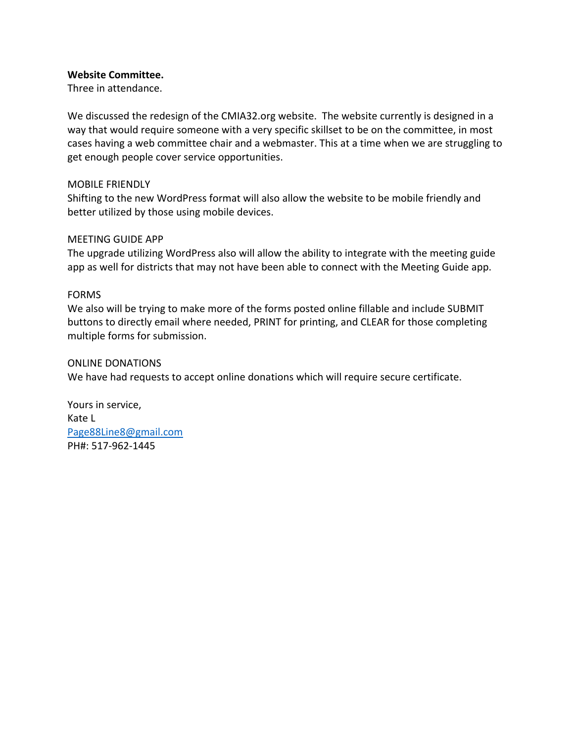**Website Committee.**
Three in attendance.

We discussed the redesign of the CMIA32.org website. The website currently is designed in a way that would require someone with a very specific skillset to be on the committee, in most cases having a web committee chair and a webmaster. This at a time when we are struggling to get enough people cover service opportunities.

MOBILE FRIENDLY
Shifting to the new WordPress format will also allow the website to be mobile friendly and better utilized by those using mobile devices.

MEETING GUIDE APP
The upgrade utilizing WordPress also will allow the ability to integrate with the meeting guide app as well for districts that may not have been able to connect with the Meeting Guide app.

FORMS
We also will be trying to make more of the forms posted online fillable and include SUBMIT buttons to directly email where needed, PRINT for printing, and CLEAR for those completing multiple forms for submission.

ONLINE DONATIONS
We have had requests to accept online donations which will require secure certificate.

Yours in service,
Kate L
Page88Line8@gmail.com
PH#: 517-962-1445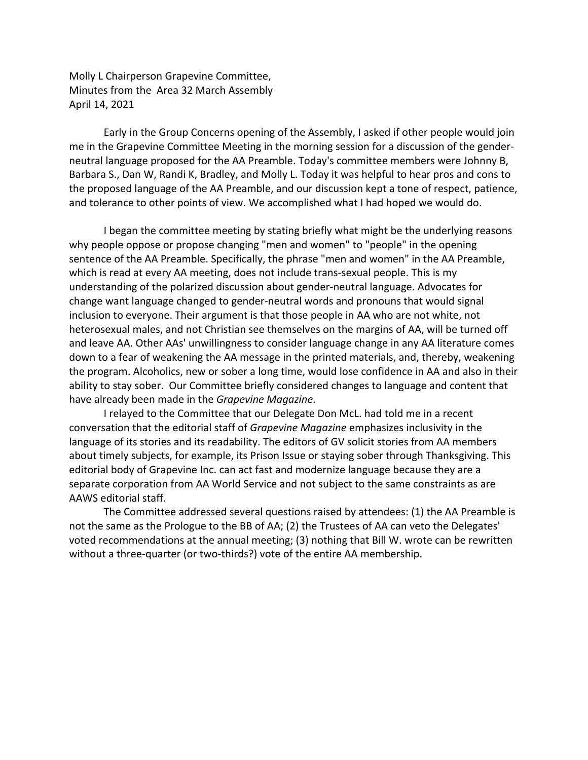Molly L Chairperson Grapevine Committee,
Minutes from the  Area 32 March Assembly
April 14, 2021

Early in the Group Concerns opening of the Assembly, I asked if other people would join me in the Grapevine Committee Meeting in the morning session for a discussion of the gender-neutral language proposed for the AA Preamble. Today's committee members were Johnny B, Barbara S., Dan W, Randi K, Bradley, and Molly L. Today it was helpful to hear pros and cons to the proposed language of the AA Preamble, and our discussion kept a tone of respect, patience, and tolerance to other points of view. We accomplished what I had hoped we would do.

I began the committee meeting by stating briefly what might be the underlying reasons why people oppose or propose changing "men and women" to "people" in the opening sentence of the AA Preamble. Specifically, the phrase "men and women" in the AA Preamble, which is read at every AA meeting, does not include trans-sexual people. This is my understanding of the polarized discussion about gender-neutral language. Advocates for change want language changed to gender-neutral words and pronouns that would signal inclusion to everyone. Their argument is that those people in AA who are not white, not heterosexual males, and not Christian see themselves on the margins of AA, will be turned off and leave AA. Other AAs' unwillingness to consider language change in any AA literature comes down to a fear of weakening the AA message in the printed materials, and, thereby, weakening the program. Alcoholics, new or sober a long time, would lose confidence in AA and also in their ability to stay sober.  Our Committee briefly considered changes to language and content that have already been made in the *Grapevine Magazine*.

I relayed to the Committee that our Delegate Don McL. had told me in a recent conversation that the editorial staff of *Grapevine Magazine* emphasizes inclusivity in the language of its stories and its readability. The editors of GV solicit stories from AA members about timely subjects, for example, its Prison Issue or staying sober through Thanksgiving. This editorial body of Grapevine Inc. can act fast and modernize language because they are a separate corporation from AA World Service and not subject to the same constraints as are AAWS editorial staff.

The Committee addressed several questions raised by attendees: (1) the AA Preamble is not the same as the Prologue to the BB of AA; (2) the Trustees of AA can veto the Delegates' voted recommendations at the annual meeting; (3) nothing that Bill W. wrote can be rewritten without a three-quarter (or two-thirds?) vote of the entire AA membership.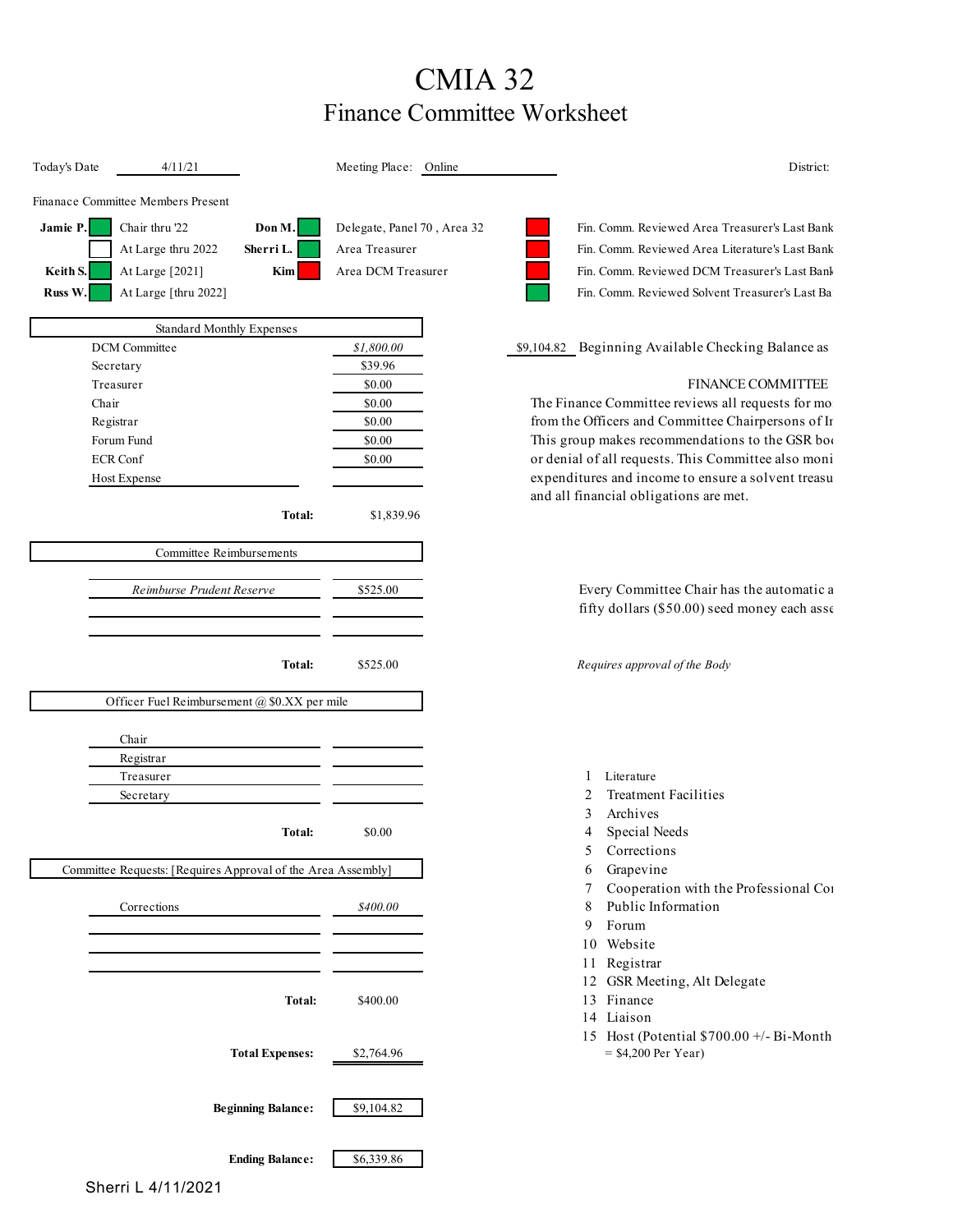# CMIA 32

## Finance Committee Worksheet

Today's Date 4/11/21 Meeting Place: Online District:

Finanace Committee Members Present

| Member | Present | Role | Member | Present | Role | Reviewed | Item |
|---|---|---|---|---|---|---|---|
| Jamie P. | Yes | Chair thru '22 | Don M. | Yes | Delegate, Panel 70 , Area 32 | No | Fin. Comm. Reviewed Area Treasurer's Last Bank |
| | No | At Large thru 2022 | Sherri L. | Yes | Area Treasurer | No | Fin. Comm. Reviewed Area Literature's Last Bank |
| Keith S. | Yes | At Large [2021] | Kim | No | Area DCM Treasurer | No | Fin. Comm. Reviewed DCM Treasurer's Last Bank |
| Russ W. | Yes | At Large [thru 2022] | | | | Yes | Fin. Comm. Reviewed Solvent Treasurer's Last Ba |

| Standard Monthly Expenses | |
|---|---|
| DCM Committee | *$1,800.00* |
| Secretary | $39.96 |
| Treasurer | $0.00 |
| Chair | $0.00 |
| Registrar | $0.00 |
| Forum Fund | $0.00 |
| ECR Conf | $0.00 |
| Host Expense | |
| **Total:** | $1,839.96 |

$9,104.82 Beginning Available Checking Balance as

FINANCE COMMITTEE

The Finance Committee reviews all requests for mo from the Officers and Committee Chairpersons of Ir This group makes recommendations to the GSR boa or denial of all requests. This Committee also moni expenditures and income to ensure a solvent treasu and all financial obligations are met.

| Committee Reimbursements | |
|---|---|
| *Reimburse Prudent Reserve* | $525.00 |
| | |
| | |
| **Total:** | $525.00 |

Every Committee Chair has the automatic a fifty dollars ($50.00) seed money each asse

*Requires approval of the Body*

| Officer Fuel Reimbursement @ $0.XX per mile | |
|---|---|
| Chair | |
| Registrar | |
| Treasurer | |
| Secretary | |
| **Total:** | $0.00 |

| Committee Requests: [Requires Approval of the Area Assembly] | |
|---|---|
| Corrections | *$400.00* |
| | |
| | |
| | |
| **Total:** | $400.00 |

1. Literature
2. Treatment Facilities
3. Archives
4. Special Needs
5. Corrections
6. Grapevine
7. Cooperation with the Professional Co
8. Public Information
9. Forum
10. Website
11. Registrar
12. GSR Meeting, Alt Delegate
13. Finance
14. Liaison
15. Host (Potential $700.00 +/- Bi-Month = $4,200 Per Year)

**Total Expenses:** $2,764.96

**Beginning Balance:** $9,104.82

**Ending Balance:** $6,339.86

Sherri L 4/11/2021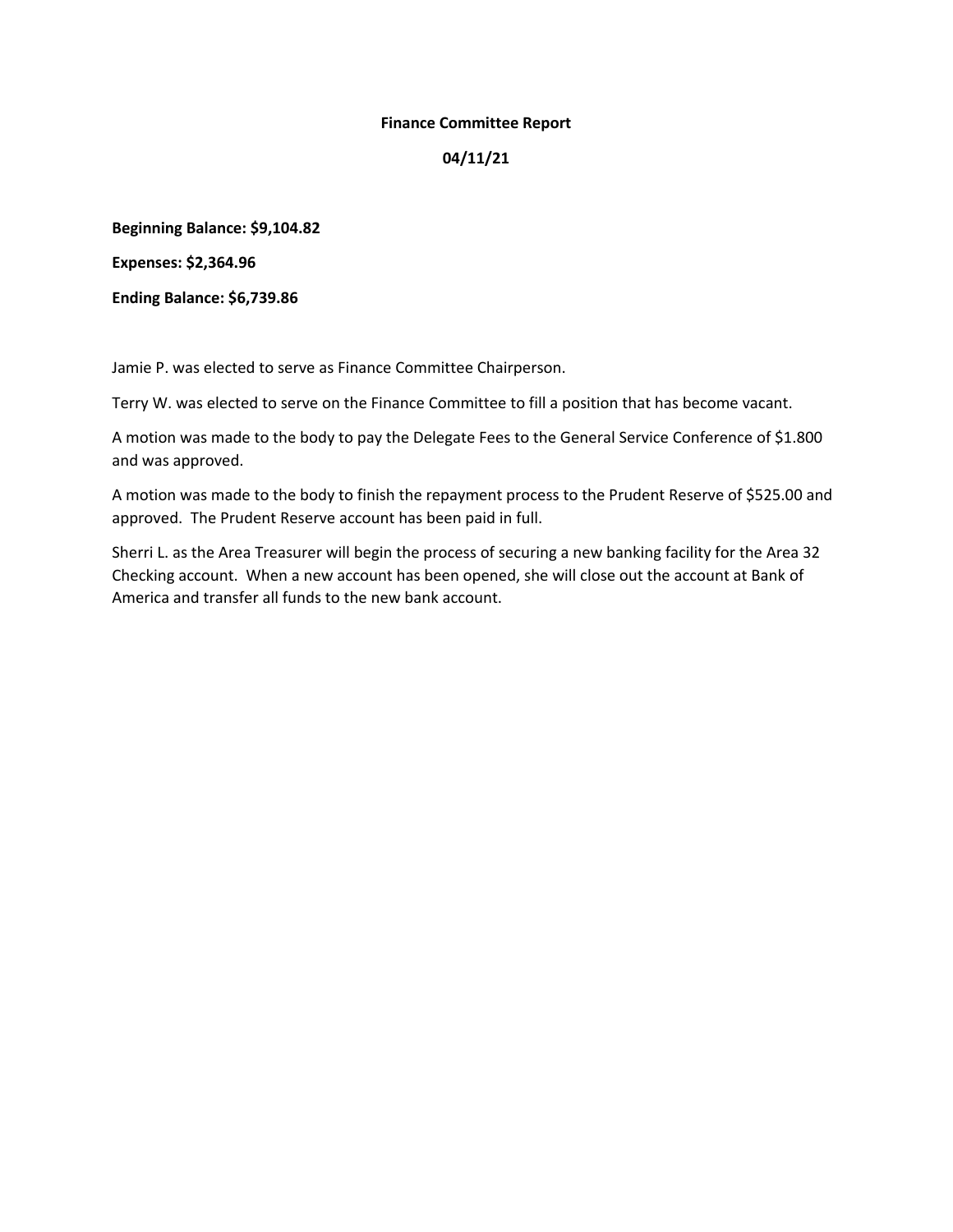**Finance Committee Report**

**04/11/21**

**Beginning Balance: $9,104.82**

**Expenses: $2,364.96**

**Ending Balance: $6,739.86**

Jamie P. was elected to serve as Finance Committee Chairperson.

Terry W. was elected to serve on the Finance Committee to fill a position that has become vacant.

A motion was made to the body to pay the Delegate Fees to the General Service Conference of $1.800 and was approved.

A motion was made to the body to finish the repayment process to the Prudent Reserve of $525.00 and approved. The Prudent Reserve account has been paid in full.

Sherri L. as the Area Treasurer will begin the process of securing a new banking facility for the Area 32 Checking account. When a new account has been opened, she will close out the account at Bank of America and transfer all funds to the new bank account.